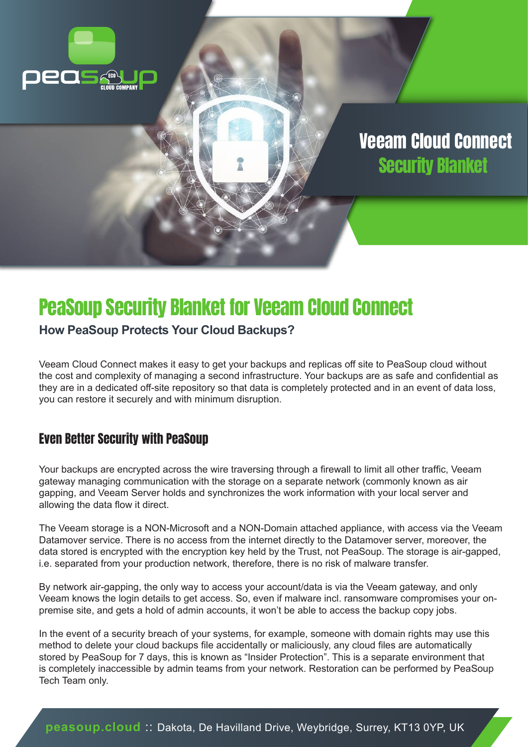peasoup ECO CLOUD COMPANY

# Veeam Cloud Connect Security Blanket

## PeaSoup Security Blanket for Veeam Cloud Connect

**How PeaSoup Protects Your Cloud Backups?**

Veeam Cloud Connect makes it easy to get your backups and replicas off site to PeaSoup cloud without the cost and complexity of managing a second infrastructure. Your backups are as safe and confidential as they are in a dedicated off-site repository so that data is completely protected and in an event of data loss, you can restore it securely and with minimum disruption.

### Even Better Security with PeaSoup

Your backups are encrypted across the wire traversing through a firewall to limit all other traffic, Veeam gateway managing communication with the storage on a separate network (commonly known as air gapping, and Veeam Server holds and synchronizes the work information with your local server and allowing the data flow it direct.

The Veeam storage is a NON-Microsoft and a NON-Domain attached appliance, with access via the Veeam Datamover service. There is no access from the internet directly to the Datamover server, moreover, the data stored is encrypted with the encryption key held by the Trust, not PeaSoup. The storage is air-gapped, i.e. separated from your production network, therefore, there is no risk of malware transfer.

By network air-gapping, the only way to access your account/data is via the Veeam gateway, and only Veeam knows the login details to get access. So, even if malware incl. ransomware compromises your on-premise site, and gets a hold of admin accounts, it won't be able to access the backup copy jobs.

In the event of a security breach of your systems, for example, someone with domain rights may use this method to delete your cloud backups file accidentally or maliciously, any cloud files are automatically stored by PeaSoup for 7 days, this is known as "Insider Protection". This is a separate environment that is completely inaccessible by admin teams from your network. Restoration can be performed by PeaSoup Tech Team only.

**peasoup.cloud** :: Dakota, De Havilland Drive, Weybridge, Surrey, KT13 0YP, UK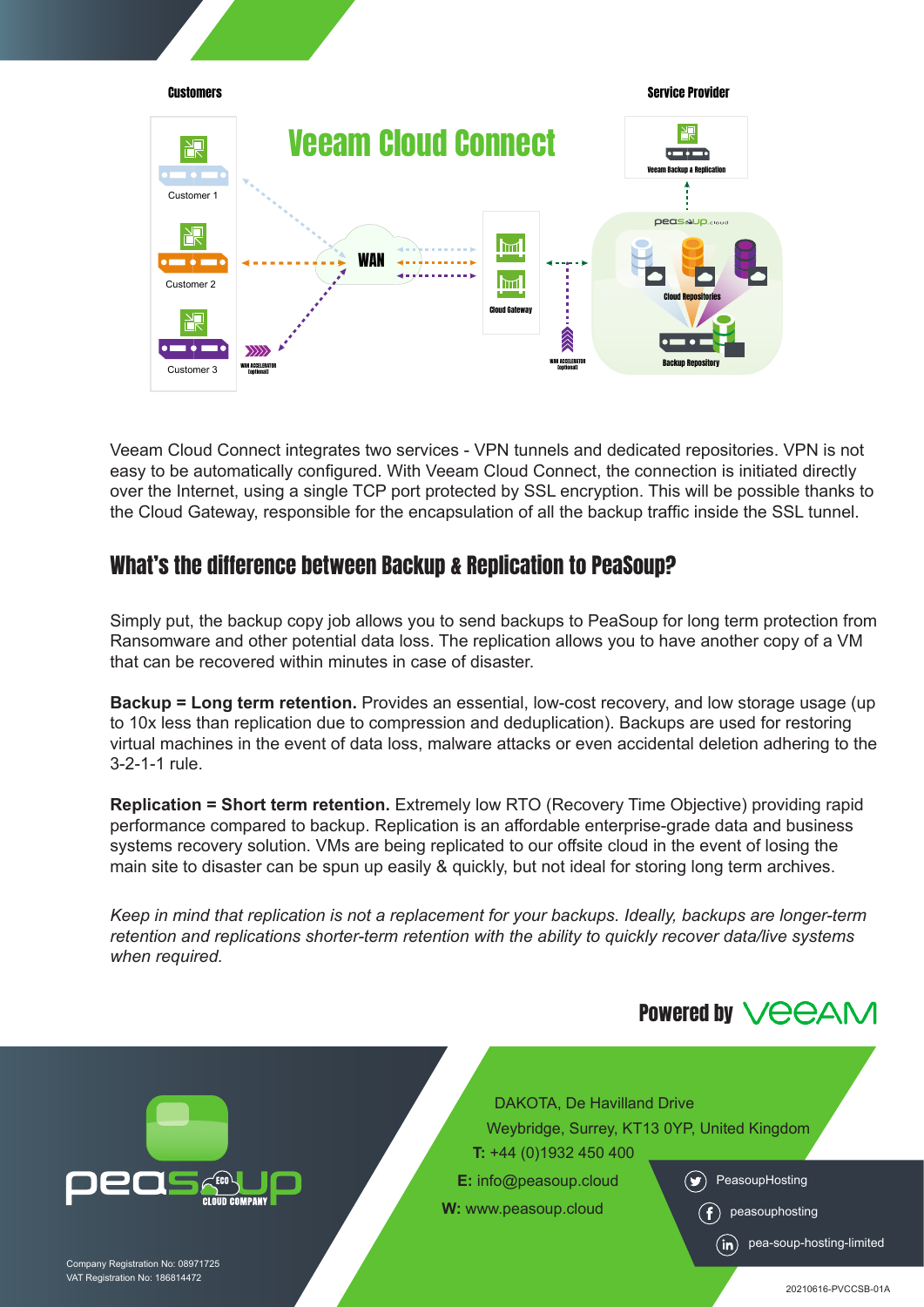Customers

Service Provider

# Veeam Cloud Connect

Customer 1

Customer 2

Customer 3

WAN ACCELERATOR (optional)

WAN

Cloud Gateway

WAN ACCELERATOR (optional)

Veeam Backup & Replication

peasoup.cloud

Cloud Repositories

Backup Repository

Veeam Cloud Connect integrates two services - VPN tunnels and dedicated repositories. VPN is not easy to be automatically configured. With Veeam Cloud Connect, the connection is initiated directly over the Internet, using a single TCP port protected by SSL encryption. This will be possible thanks to the Cloud Gateway, responsible for the encapsulation of all the backup traffic inside the SSL tunnel.

## What's the difference between Backup & Replication to PeaSoup?

Simply put, the backup copy job allows you to send backups to PeaSoup for long term protection from Ransomware and other potential data loss. The replication allows you to have another copy of a VM that can be recovered within minutes in case of disaster.

**Backup = Long term retention.** Provides an essential, low-cost recovery, and low storage usage (up to 10x less than replication due to compression and deduplication). Backups are used for restoring virtual machines in the event of data loss, malware attacks or even accidental deletion adhering to the 3-2-1-1 rule.

**Replication = Short term retention.** Extremely low RTO (Recovery Time Objective) providing rapid performance compared to backup. Replication is an affordable enterprise-grade data and business systems recovery solution. VMs are being replicated to our offsite cloud in the event of losing the main site to disaster can be spun up easily & quickly, but not ideal for storing long term archives.

*Keep in mind that replication is not a replacement for your backups. Ideally, backups are longer-term retention and replications shorter-term retention with the ability to quickly recover data/live systems when required.*

**Powered by VEEAM**

peasoup ECO CLOUD COMPANY

DAKOTA, De Havilland Drive
Weybridge, Surrey, KT13 0YP, United Kingdom
**T:** +44 (0)1932 450 400
**E:** info@peasoup.cloud
**W:** www.peasoup.cloud

PeasoupHosting
peasouphosting
pea-soup-hosting-limited

Company Registration No: 08971725
VAT Registration No: 186814472

20210616-PVCCSB-01A